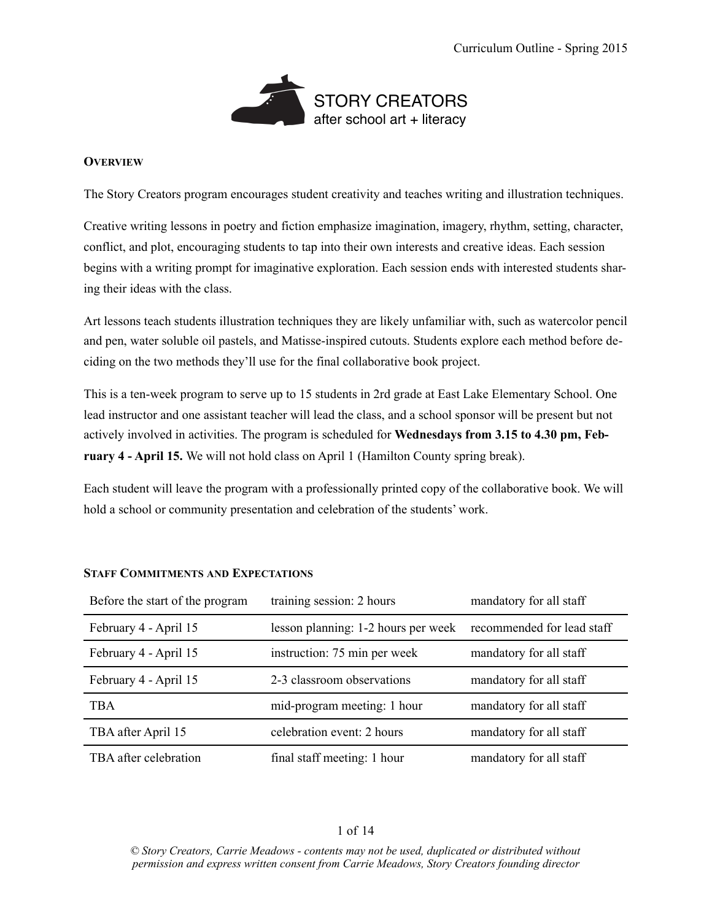Curriculum Outline - Spring 2015

STORY CREATORS
after school art + literacy

## Overview

The Story Creators program encourages student creativity and teaches writing and illustration techniques.

Creative writing lessons in poetry and fiction emphasize imagination, imagery, rhythm, setting, character, conflict, and plot, encouraging students to tap into their own interests and creative ideas. Each session begins with a writing prompt for imaginative exploration. Each session ends with interested students sharing their ideas with the class.

Art lessons teach students illustration techniques they are likely unfamiliar with, such as watercolor pencil and pen, water soluble oil pastels, and Matisse-inspired cutouts. Students explore each method before deciding on the two methods they'll use for the final collaborative book project.

This is a ten-week program to serve up to 15 students in 2nd grade at East Lake Elementary School. One lead instructor and one assistant teacher will lead the class, and a school sponsor will be present but not actively involved in activities. The program is scheduled for **Wednesdays from 3.15 to 4.30 pm, February 4 - April 15.** We will not hold class on April 1 (Hamilton County spring break).

Each student will leave the program with a professionally printed copy of the collaborative book. We will hold a school or community presentation and celebration of the students' work.

## Staff Commitments and Expectations

| | | |
|---|---|---|
| Before the start of the program | training session: 2 hours | mandatory for all staff |
| February 4 - April 15 | lesson planning: 1-2 hours per week | recommended for lead staff |
| February 4 - April 15 | instruction: 75 min per week | mandatory for all staff |
| February 4 - April 15 | 2-3 classroom observations | mandatory for all staff |
| TBA | mid-program meeting: 1 hour | mandatory for all staff |
| TBA after April 15 | celebration event: 2 hours | mandatory for all staff |
| TBA after celebration | final staff meeting: 1 hour | mandatory for all staff |

*© Story Creators, Carrie Meadows - contents may not be used, duplicated or distributed without permission and express written consent from Carrie Meadows, Story Creators founding director*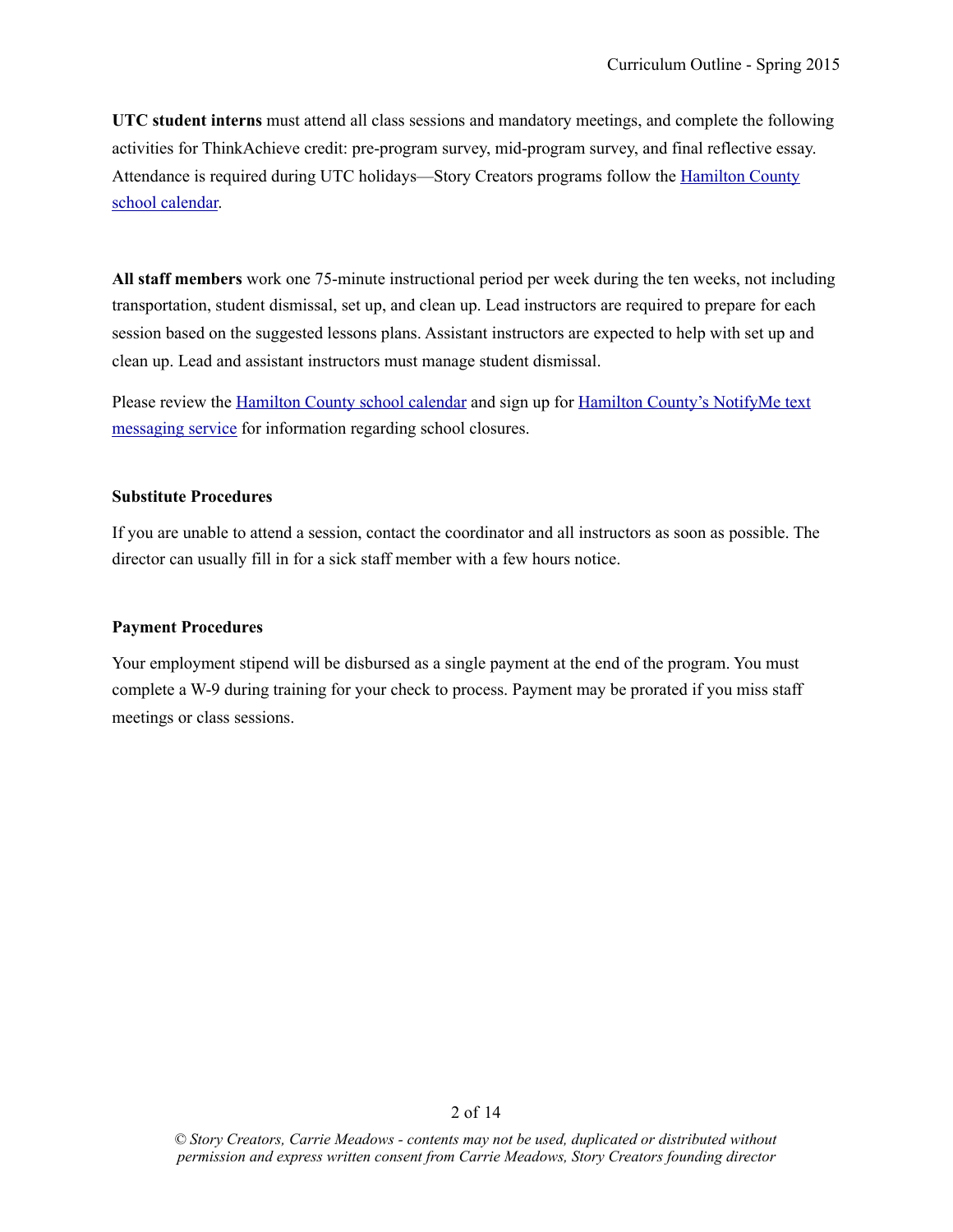**UTC student interns** must attend all class sessions and mandatory meetings, and complete the following activities for ThinkAchieve credit: pre-program survey, mid-program survey, and final reflective essay. Attendance is required during UTC holidays—Story Creators programs follow the Hamilton County school calendar.

**All staff members** work one 75-minute instructional period per week during the ten weeks, not including transportation, student dismissal, set up, and clean up. Lead instructors are required to prepare for each session based on the suggested lessons plans. Assistant instructors are expected to help with set up and clean up. Lead and assistant instructors must manage student dismissal.

Please review the Hamilton County school calendar and sign up for Hamilton County's NotifyMe text messaging service for information regarding school closures.

**Substitute Procedures**

If you are unable to attend a session, contact the coordinator and all instructors as soon as possible. The director can usually fill in for a sick staff member with a few hours notice.

**Payment Procedures**

Your employment stipend will be disbursed as a single payment at the end of the program. You must complete a W-9 during training for your check to process. Payment may be prorated if you miss staff meetings or class sessions.

*© Story Creators, Carrie Meadows - contents may not be used, duplicated or distributed without permission and express written consent from Carrie Meadows, Story Creators founding director*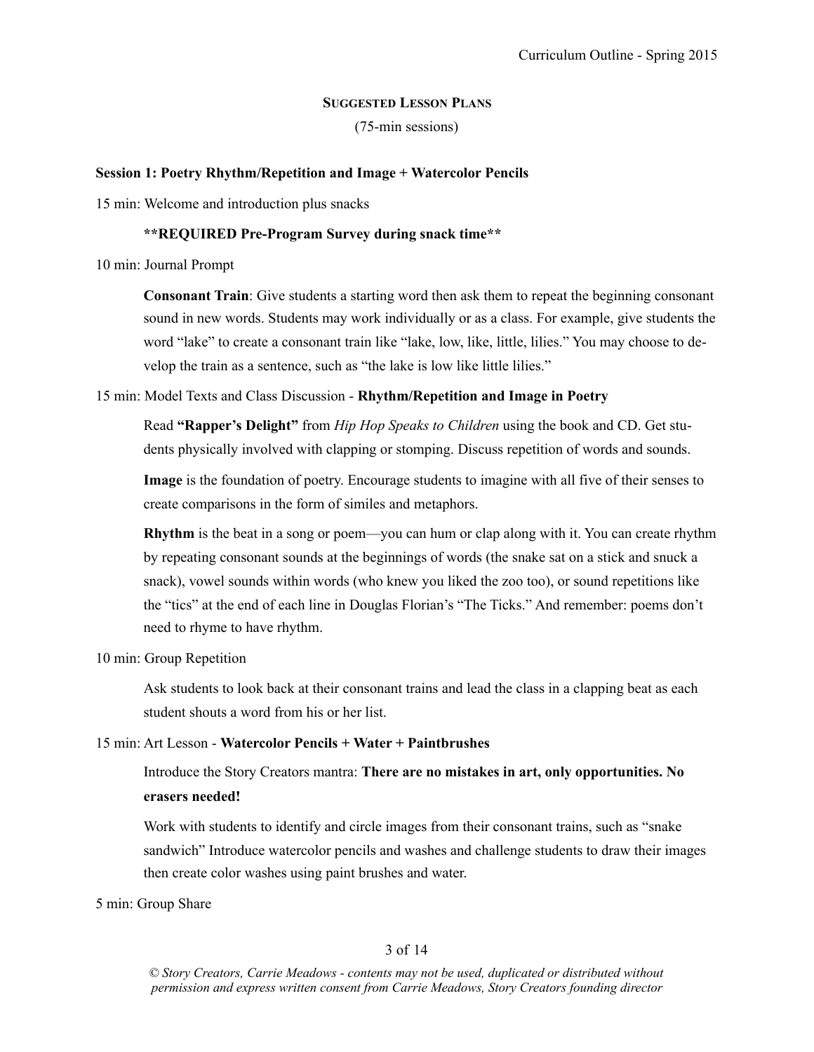## Suggested Lesson Plans

(75-min sessions)

**Session 1: Poetry Rhythm/Repetition and Image + Watercolor Pencils**

15 min: Welcome and introduction plus snacks

**\*\*REQUIRED Pre-Program Survey during snack time\*\***

10 min: Journal Prompt

**Consonant Train**: Give students a starting word then ask them to repeat the beginning consonant sound in new words. Students may work individually or as a class. For example, give students the word "lake" to create a consonant train like "lake, low, like, little, lilies." You may choose to develop the train as a sentence, such as "the lake is low like little lilies."

15 min: Model Texts and Class Discussion - **Rhythm/Repetition and Image in Poetry**

Read **"Rapper's Delight"** from *Hip Hop Speaks to Children* using the book and CD. Get students physically involved with clapping or stomping. Discuss repetition of words and sounds.

**Image** is the foundation of poetry. Encourage students to imagine with all five of their senses to create comparisons in the form of similes and metaphors.

**Rhythm** is the beat in a song or poem—you can hum or clap along with it. You can create rhythm by repeating consonant sounds at the beginnings of words (the snake sat on a stick and snuck a snack), vowel sounds within words (who knew you liked the zoo too), or sound repetitions like the "tics" at the end of each line in Douglas Florian's "The Ticks." And remember: poems don't need to rhyme to have rhythm.

10 min: Group Repetition

Ask students to look back at their consonant trains and lead the class in a clapping beat as each student shouts a word from his or her list.

15 min: Art Lesson - **Watercolor Pencils + Water + Paintbrushes**

Introduce the Story Creators mantra: **There are no mistakes in art, only opportunities. No erasers needed!**

Work with students to identify and circle images from their consonant trains, such as "snake sandwich" Introduce watercolor pencils and washes and challenge students to draw their images then create color washes using paint brushes and water.

5 min: Group Share

*© Story Creators, Carrie Meadows - contents may not be used, duplicated or distributed without permission and express written consent from Carrie Meadows, Story Creators founding director*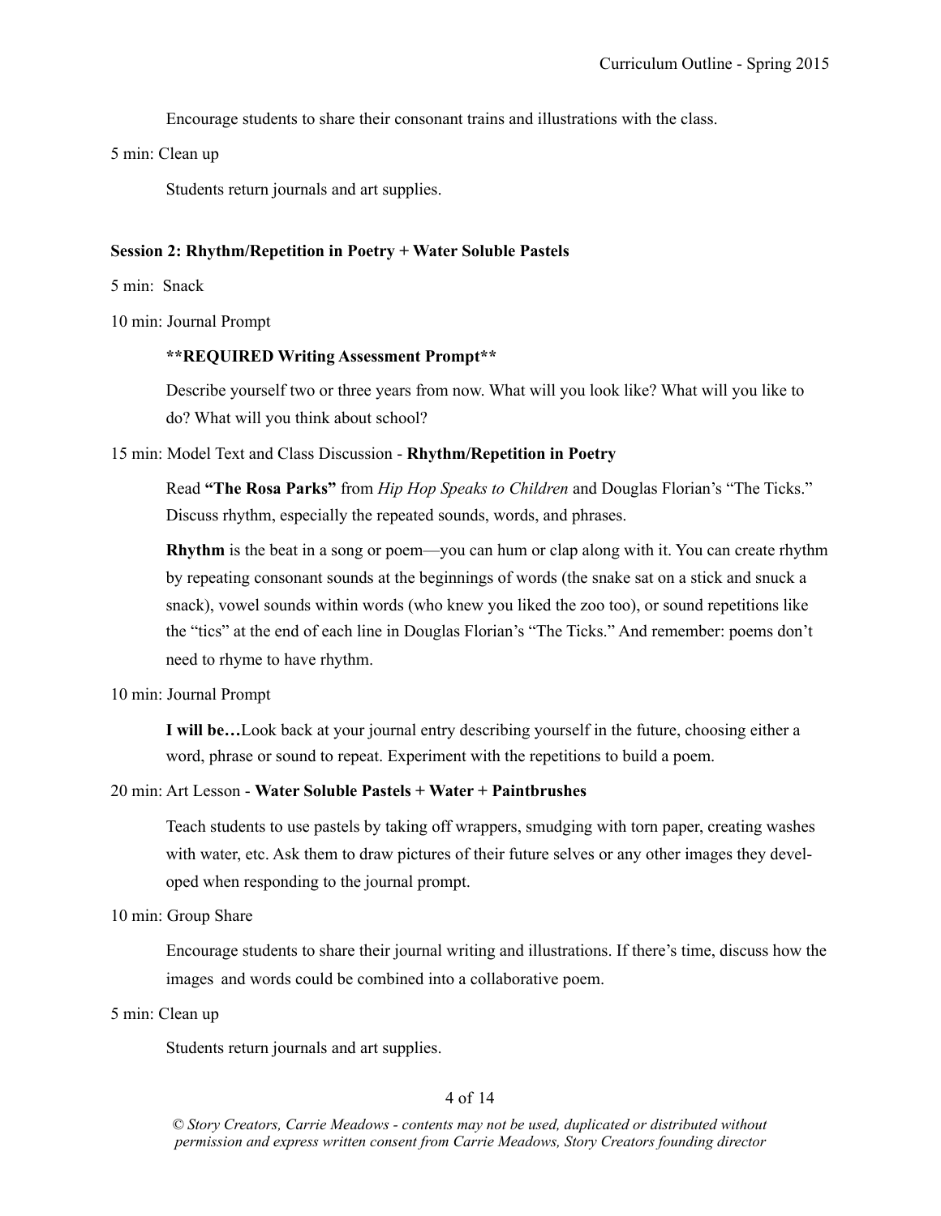Encourage students to share their consonant trains and illustrations with the class.

5 min: Clean up

Students return journals and art supplies.

**Session 2: Rhythm/Repetition in Poetry + Water Soluble Pastels**

5 min: Snack

10 min: Journal Prompt

**\*\*REQUIRED Writing Assessment Prompt\*\***

Describe yourself two or three years from now. What will you look like? What will you like to do? What will you think about school?

15 min: Model Text and Class Discussion - **Rhythm/Repetition in Poetry**

Read **"The Rosa Parks"** from *Hip Hop Speaks to Children* and Douglas Florian's "The Ticks." Discuss rhythm, especially the repeated sounds, words, and phrases.

**Rhythm** is the beat in a song or poem—you can hum or clap along with it. You can create rhythm by repeating consonant sounds at the beginnings of words (the snake sat on a stick and snuck a snack), vowel sounds within words (who knew you liked the zoo too), or sound repetitions like the "tics" at the end of each line in Douglas Florian's "The Ticks." And remember: poems don't need to rhyme to have rhythm.

10 min: Journal Prompt

**I will be…**Look back at your journal entry describing yourself in the future, choosing either a word, phrase or sound to repeat. Experiment with the repetitions to build a poem.

20 min: Art Lesson - **Water Soluble Pastels + Water + Paintbrushes**

Teach students to use pastels by taking off wrappers, smudging with torn paper, creating washes with water, etc. Ask them to draw pictures of their future selves or any other images they developed when responding to the journal prompt.

10 min: Group Share

Encourage students to share their journal writing and illustrations. If there's time, discuss how the images and words could be combined into a collaborative poem.

5 min: Clean up

Students return journals and art supplies.

*© Story Creators, Carrie Meadows - contents may not be used, duplicated or distributed without permission and express written consent from Carrie Meadows, Story Creators founding director*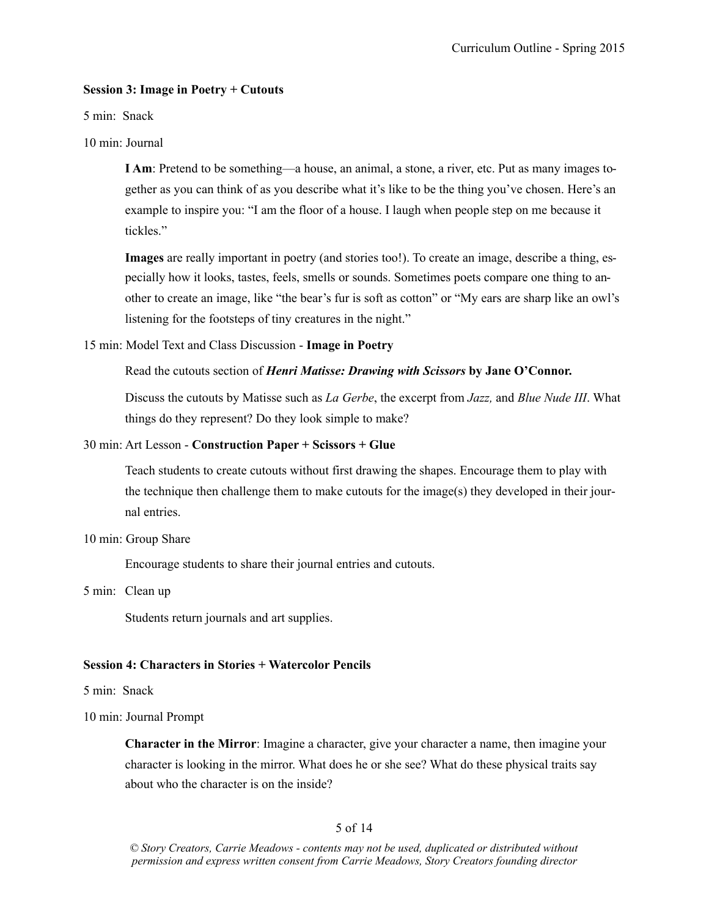**Session 3: Image in Poetry + Cutouts**

5 min: Snack

10 min: Journal

> **I Am**: Pretend to be something—a house, an animal, a stone, a river, etc. Put as many images together as you can think of as you describe what it's like to be the thing you've chosen. Here's an example to inspire you: "I am the floor of a house. I laugh when people step on me because it tickles."
>
> **Images** are really important in poetry (and stories too!). To create an image, describe a thing, especially how it looks, tastes, feels, smells or sounds. Sometimes poets compare one thing to another to create an image, like "the bear's fur is soft as cotton" or "My ears are sharp like an owl's listening for the footsteps of tiny creatures in the night."

15 min: Model Text and Class Discussion - **Image in Poetry**

> Read the cutouts section of ***Henri Matisse: Drawing with Scissors* by Jane O'Connor.**
>
> Discuss the cutouts by Matisse such as *La Gerbe*, the excerpt from *Jazz,* and *Blue Nude III*. What things do they represent? Do they look simple to make?

30 min: Art Lesson - **Construction Paper + Scissors + Glue**

> Teach students to create cutouts without first drawing the shapes. Encourage them to play with the technique then challenge them to make cutouts for the image(s) they developed in their journal entries.

10 min: Group Share

> Encourage students to share their journal entries and cutouts.

5 min: Clean up

> Students return journals and art supplies.

**Session 4: Characters in Stories + Watercolor Pencils**

5 min: Snack

10 min: Journal Prompt

> **Character in the Mirror**: Imagine a character, give your character a name, then imagine your character is looking in the mirror. What does he or she see? What do these physical traits say about who the character is on the inside?

*© Story Creators, Carrie Meadows - contents may not be used, duplicated or distributed without permission and express written consent from Carrie Meadows, Story Creators founding director*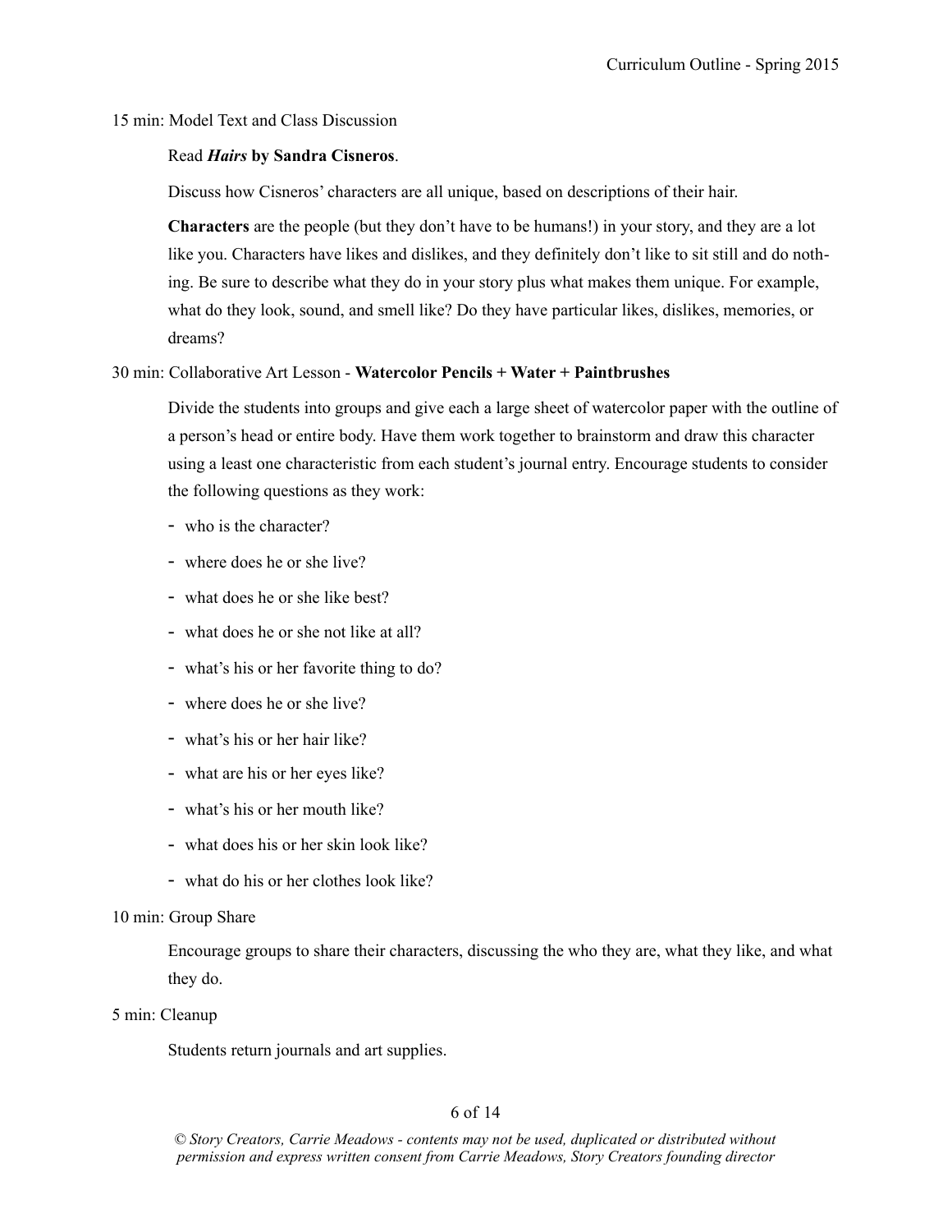15 min: Model Text and Class Discussion

Read ***Hairs* by Sandra Cisneros**.

Discuss how Cisneros' characters are all unique, based on descriptions of their hair.

**Characters** are the people (but they don't have to be humans!) in your story, and they are a lot like you. Characters have likes and dislikes, and they definitely don't like to sit still and do nothing. Be sure to describe what they do in your story plus what makes them unique. For example, what do they look, sound, and smell like? Do they have particular likes, dislikes, memories, or dreams?

30 min: Collaborative Art Lesson - **Watercolor Pencils + Water + Paintbrushes**

Divide the students into groups and give each a large sheet of watercolor paper with the outline of a person's head or entire body. Have them work together to brainstorm and draw this character using a least one characteristic from each student's journal entry. Encourage students to consider the following questions as they work:

- who is the character?
- where does he or she live?
- what does he or she like best?
- what does he or she not like at all?
- what's his or her favorite thing to do?
- where does he or she live?
- what's his or her hair like?
- what are his or her eyes like?
- what's his or her mouth like?
- what does his or her skin look like?
- what do his or her clothes look like?

10 min: Group Share

Encourage groups to share their characters, discussing the who they are, what they like, and what they do.

5 min: Cleanup

Students return journals and art supplies.

*© Story Creators, Carrie Meadows - contents may not be used, duplicated or distributed without permission and express written consent from Carrie Meadows, Story Creators founding director*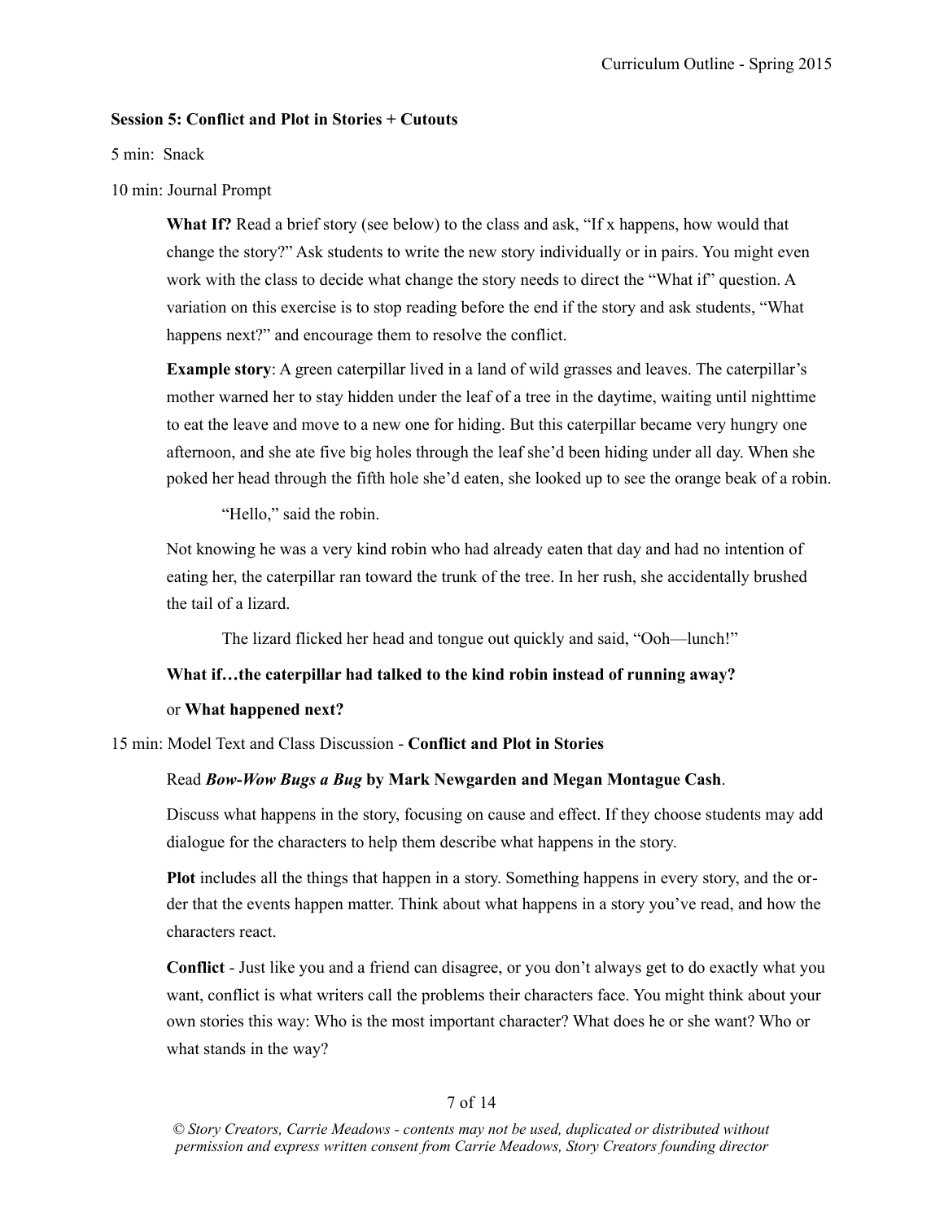**Session 5: Conflict and Plot in Stories + Cutouts**

5 min: Snack

10 min: Journal Prompt

**What If?** Read a brief story (see below) to the class and ask, "If x happens, how would that change the story?" Ask students to write the new story individually or in pairs. You might even work with the class to decide what change the story needs to direct the "What if" question. A variation on this exercise is to stop reading before the end if the story and ask students, "What happens next?" and encourage them to resolve the conflict.

**Example story**: A green caterpillar lived in a land of wild grasses and leaves. The caterpillar's mother warned her to stay hidden under the leaf of a tree in the daytime, waiting until nighttime to eat the leave and move to a new one for hiding. But this caterpillar became very hungry one afternoon, and she ate five big holes through the leaf she'd been hiding under all day. When she poked her head through the fifth hole she'd eaten, she looked up to see the orange beak of a robin.

"Hello," said the robin.

Not knowing he was a very kind robin who had already eaten that day and had no intention of eating her, the caterpillar ran toward the trunk of the tree. In her rush, she accidentally brushed the tail of a lizard.

The lizard flicked her head and tongue out quickly and said, "Ooh—lunch!"

**What if…the caterpillar had talked to the kind robin instead of running away?**

or **What happened next?**

15 min: Model Text and Class Discussion - **Conflict and Plot in Stories**

Read ***Bow-Wow Bugs a Bug* by Mark Newgarden and Megan Montague Cash**.

Discuss what happens in the story, focusing on cause and effect. If they choose students may add dialogue for the characters to help them describe what happens in the story.

**Plot** includes all the things that happen in a story. Something happens in every story, and the order that the events happen matter. Think about what happens in a story you've read, and how the characters react.

**Conflict** - Just like you and a friend can disagree, or you don't always get to do exactly what you want, conflict is what writers call the problems their characters face. You might think about your own stories this way: Who is the most important character? What does he or she want? Who or what stands in the way?

*© Story Creators, Carrie Meadows - contents may not be used, duplicated or distributed without permission and express written consent from Carrie Meadows, Story Creators founding director*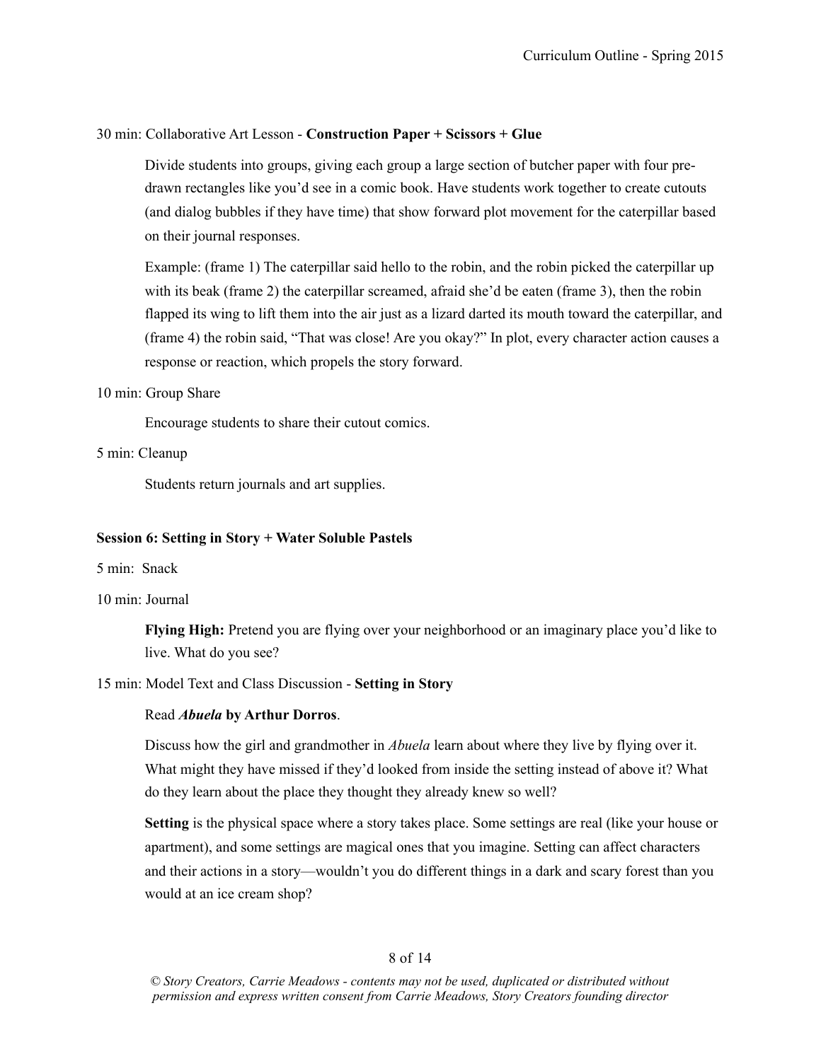30 min: Collaborative Art Lesson - **Construction Paper + Scissors + Glue**

Divide students into groups, giving each group a large section of butcher paper with four pre-drawn rectangles like you'd see in a comic book. Have students work together to create cutouts (and dialog bubbles if they have time) that show forward plot movement for the caterpillar based on their journal responses.

Example: (frame 1) The caterpillar said hello to the robin, and the robin picked the caterpillar up with its beak (frame 2) the caterpillar screamed, afraid she'd be eaten (frame 3), then the robin flapped its wing to lift them into the air just as a lizard darted its mouth toward the caterpillar, and (frame 4) the robin said, "That was close! Are you okay?" In plot, every character action causes a response or reaction, which propels the story forward.

10 min: Group Share

Encourage students to share their cutout comics.

5 min: Cleanup

Students return journals and art supplies.

**Session 6: Setting in Story + Water Soluble Pastels**

5 min: Snack

10 min: Journal

**Flying High:** Pretend you are flying over your neighborhood or an imaginary place you'd like to live. What do you see?

15 min: Model Text and Class Discussion - **Setting in Story**

Read ***Abuela* by Arthur Dorros**.

Discuss how the girl and grandmother in *Abuela* learn about where they live by flying over it. What might they have missed if they'd looked from inside the setting instead of above it? What do they learn about the place they thought they already knew so well?

**Setting** is the physical space where a story takes place. Some settings are real (like your house or apartment), and some settings are magical ones that you imagine. Setting can affect characters and their actions in a story—wouldn't you do different things in a dark and scary forest than you would at an ice cream shop?

*© Story Creators, Carrie Meadows - contents may not be used, duplicated or distributed without permission and express written consent from Carrie Meadows, Story Creators founding director*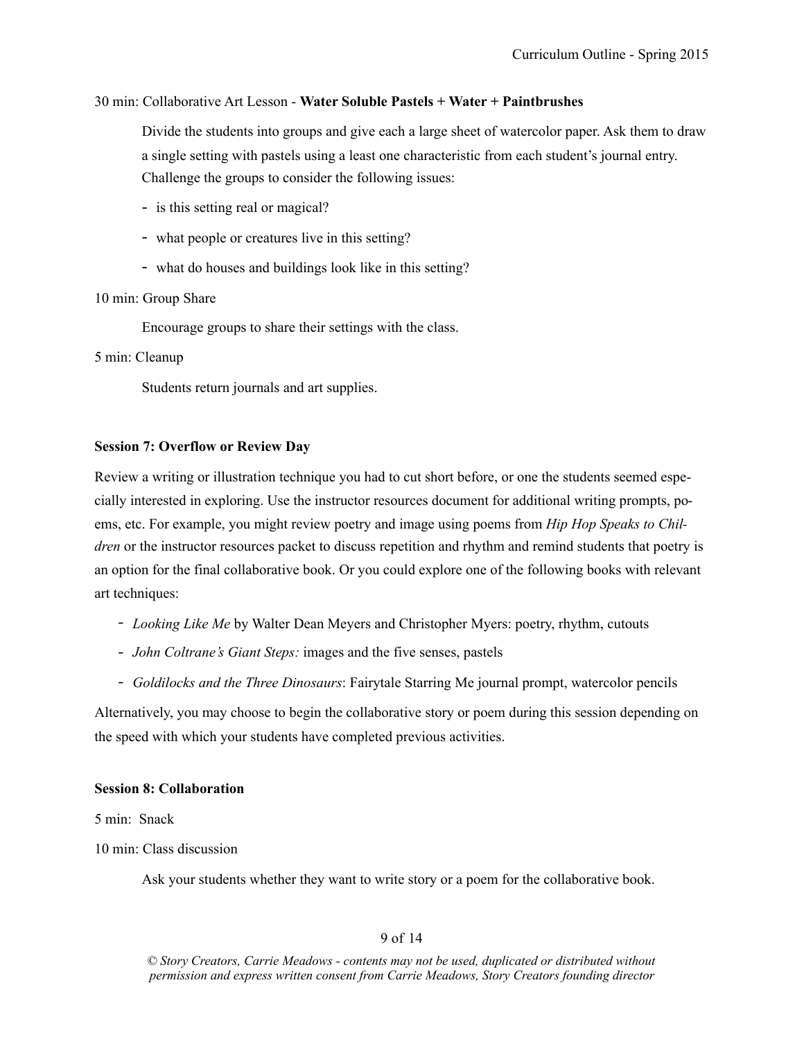30 min: Collaborative Art Lesson - **Water Soluble Pastels + Water + Paintbrushes**

Divide the students into groups and give each a large sheet of watercolor paper. Ask them to draw a single setting with pastels using a least one characteristic from each student's journal entry. Challenge the groups to consider the following issues:

- is this setting real or magical?
- what people or creatures live in this setting?
- what do houses and buildings look like in this setting?

10 min: Group Share

Encourage groups to share their settings with the class.

5 min: Cleanup

Students return journals and art supplies.

**Session 7: Overflow or Review Day**

Review a writing or illustration technique you had to cut short before, or one the students seemed especially interested in exploring. Use the instructor resources document for additional writing prompts, poems, etc. For example, you might review poetry and image using poems from *Hip Hop Speaks to Children* or the instructor resources packet to discuss repetition and rhythm and remind students that poetry is an option for the final collaborative book. Or you could explore one of the following books with relevant art techniques:

- *Looking Like Me* by Walter Dean Meyers and Christopher Myers: poetry, rhythm, cutouts
- *John Coltrane's Giant Steps:* images and the five senses, pastels
- *Goldilocks and the Three Dinosaurs*: Fairytale Starring Me journal prompt, watercolor pencils

Alternatively, you may choose to begin the collaborative story or poem during this session depending on the speed with which your students have completed previous activities.

**Session 8: Collaboration**

5 min: Snack

10 min: Class discussion

Ask your students whether they want to write story or a poem for the collaborative book.

*© Story Creators, Carrie Meadows - contents may not be used, duplicated or distributed without permission and express written consent from Carrie Meadows, Story Creators founding director*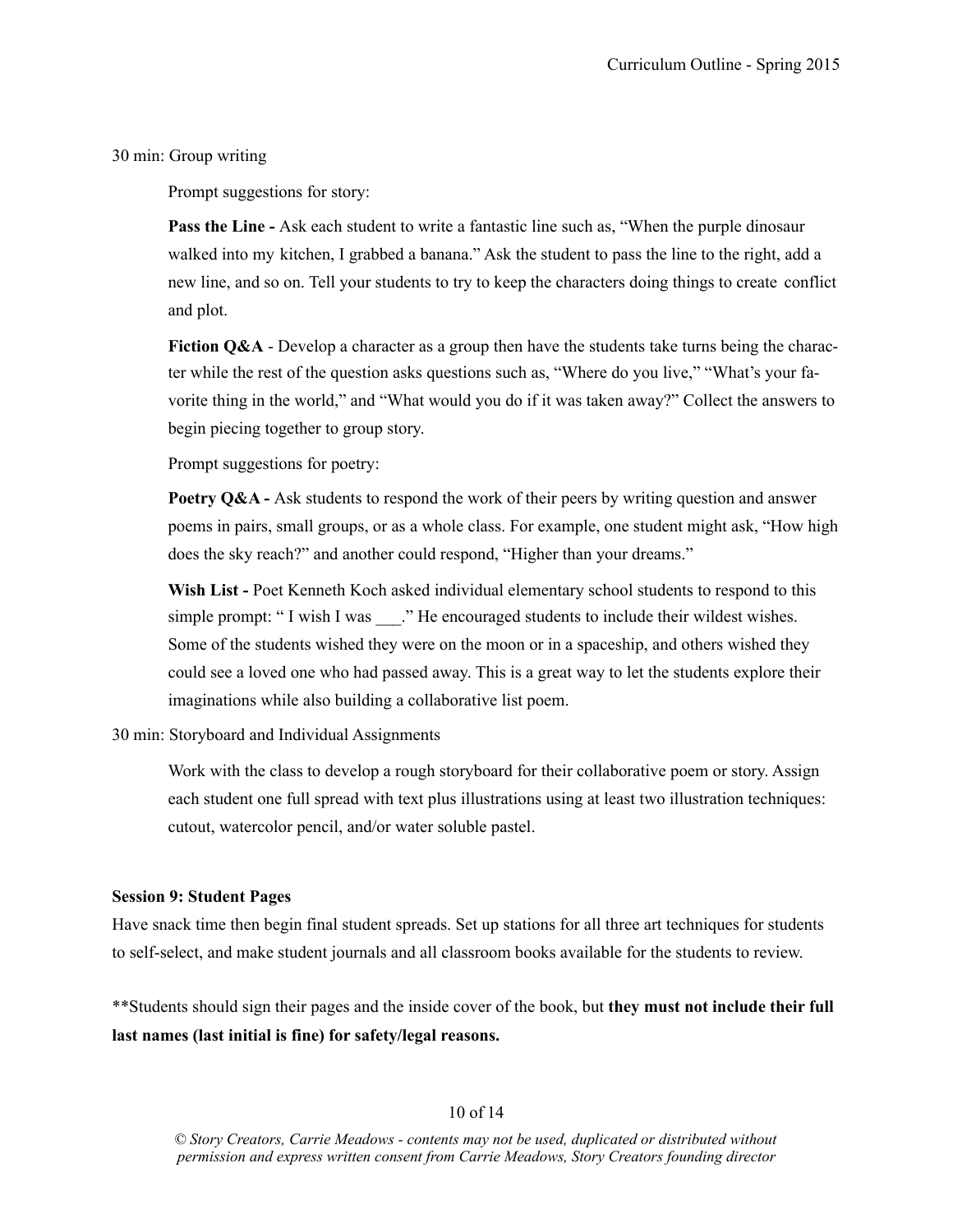30 min: Group writing

Prompt suggestions for story:

**Pass the Line -** Ask each student to write a fantastic line such as, "When the purple dinosaur walked into my kitchen, I grabbed a banana." Ask the student to pass the line to the right, add a new line, and so on. Tell your students to try to keep the characters doing things to create conflict and plot.

**Fiction Q&A** - Develop a character as a group then have the students take turns being the character while the rest of the question asks questions such as, "Where do you live," "What's your favorite thing in the world," and "What would you do if it was taken away?" Collect the answers to begin piecing together to group story.

Prompt suggestions for poetry:

**Poetry Q&A -** Ask students to respond the work of their peers by writing question and answer poems in pairs, small groups, or as a whole class. For example, one student might ask, "How high does the sky reach?" and another could respond, "Higher than your dreams."

**Wish List -** Poet Kenneth Koch asked individual elementary school students to respond to this simple prompt: " I wish I was ___." He encouraged students to include their wildest wishes. Some of the students wished they were on the moon or in a spaceship, and others wished they could see a loved one who had passed away. This is a great way to let the students explore their imaginations while also building a collaborative list poem.

30 min: Storyboard and Individual Assignments

Work with the class to develop a rough storyboard for their collaborative poem or story. Assign each student one full spread with text plus illustrations using at least two illustration techniques: cutout, watercolor pencil, and/or water soluble pastel.

**Session 9: Student Pages**

Have snack time then begin final student spreads. Set up stations for all three art techniques for students to self-select, and make student journals and all classroom books available for the students to review.

**Students should sign their pages and the inside cover of the book, but **they must not include their full last names (last initial is fine) for safety/legal reasons.**

*© Story Creators, Carrie Meadows - contents may not be used, duplicated or distributed without permission and express written consent from Carrie Meadows, Story Creators founding director*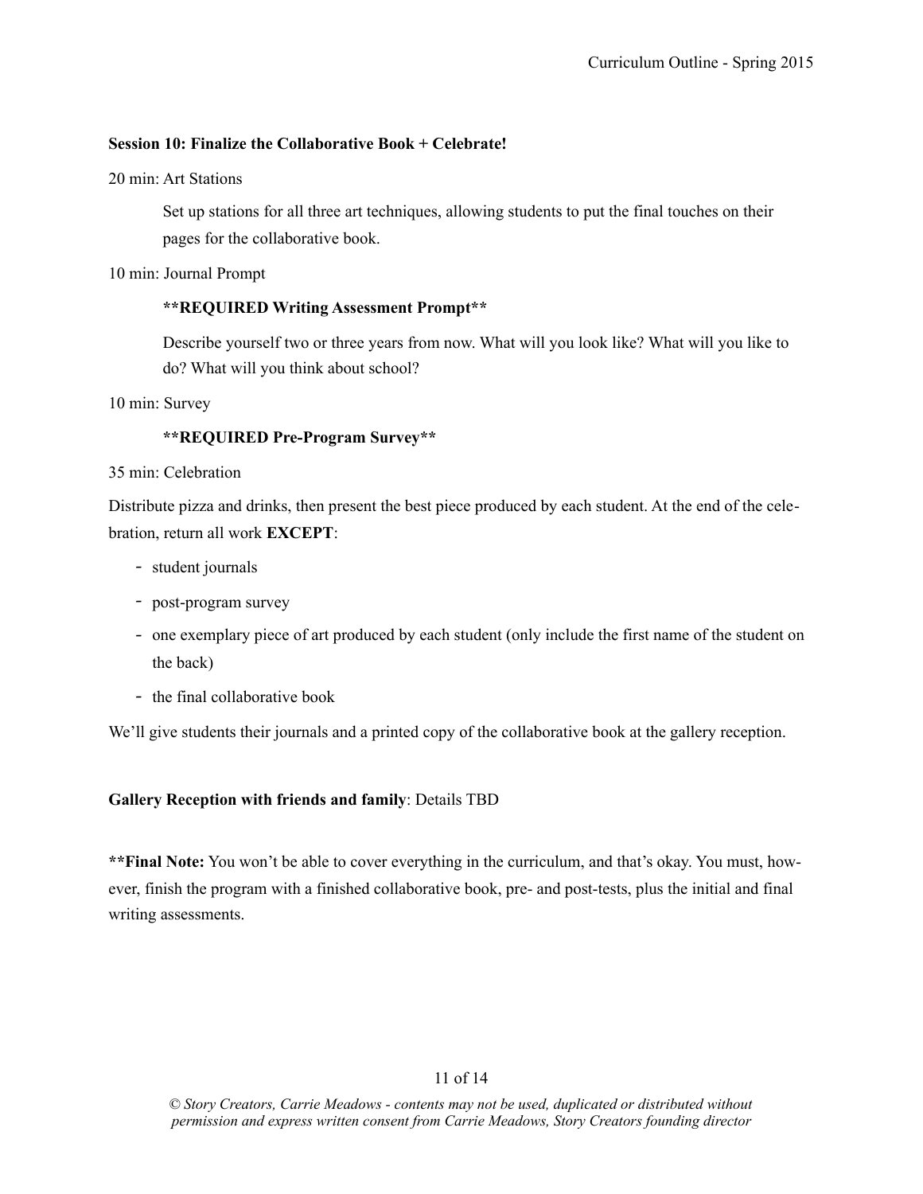**Session 10: Finalize the Collaborative Book + Celebrate!**

20 min: Art Stations

> Set up stations for all three art techniques, allowing students to put the final touches on their pages for the collaborative book.

10 min: Journal Prompt

> ****REQUIRED Writing Assessment Prompt****
>
> Describe yourself two or three years from now. What will you look like? What will you like to do? What will you think about school?

10 min: Survey

> ****REQUIRED Pre-Program Survey****

35 min: Celebration

Distribute pizza and drinks, then present the best piece produced by each student. At the end of the celebration, return all work **EXCEPT**:

- student journals
- post-program survey
- one exemplary piece of art produced by each student (only include the first name of the student on the back)
- the final collaborative book

We'll give students their journals and a printed copy of the collaborative book at the gallery reception.

**Gallery Reception with friends and family**: Details TBD

****Final Note:** You won't be able to cover everything in the curriculum, and that's okay. You must, however, finish the program with a finished collaborative book, pre- and post-tests, plus the initial and final writing assessments.

*© Story Creators, Carrie Meadows - contents may not be used, duplicated or distributed without permission and express written consent from Carrie Meadows, Story Creators founding director*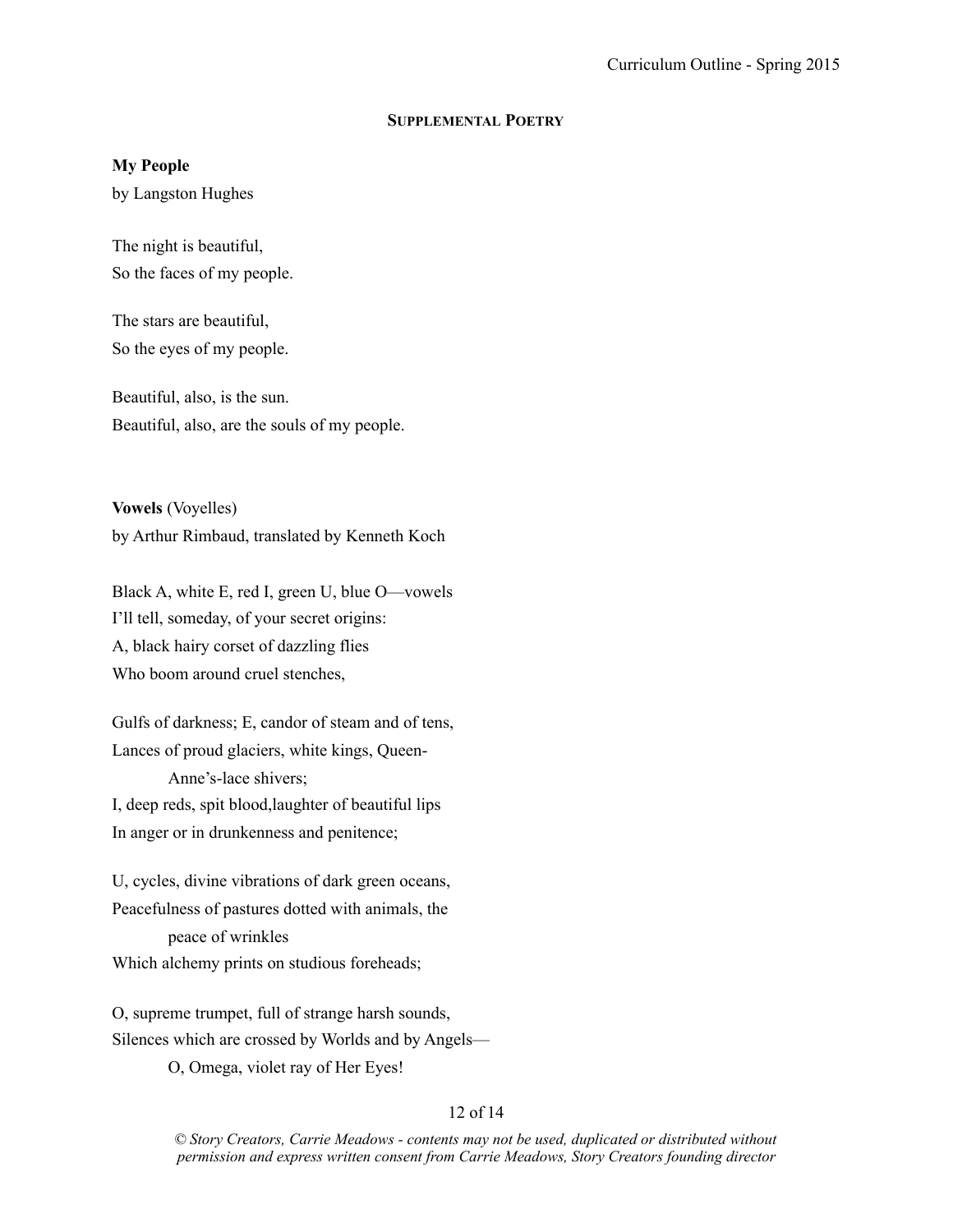## Supplemental Poetry

**My People**
by Langston Hughes

The night is beautiful,
So the faces of my people.

The stars are beautiful,
So the eyes of my people.

Beautiful, also, is the sun.
Beautiful, also, are the souls of my people.

**Vowels** (Voyelles)
by Arthur Rimbaud, translated by Kenneth Koch

Black A, white E, red I, green U, blue O—vowels
I'll tell, someday, of your secret origins:
A, black hairy corset of dazzling flies
Who boom around cruel stenches,

Gulfs of darkness; E, candor of steam and of tens,
Lances of proud glaciers, white kings, Queen-
    Anne's-lace shivers;
I, deep reds, spit blood,laughter of beautiful lips
In anger or in drunkenness and penitence;

U, cycles, divine vibrations of dark green oceans,
Peacefulness of pastures dotted with animals, the
    peace of wrinkles
Which alchemy prints on studious foreheads;

O, supreme trumpet, full of strange harsh sounds,
Silences which are crossed by Worlds and by Angels—
    O, Omega, violet ray of Her Eyes!

*© Story Creators, Carrie Meadows - contents may not be used, duplicated or distributed without permission and express written consent from Carrie Meadows, Story Creators founding director*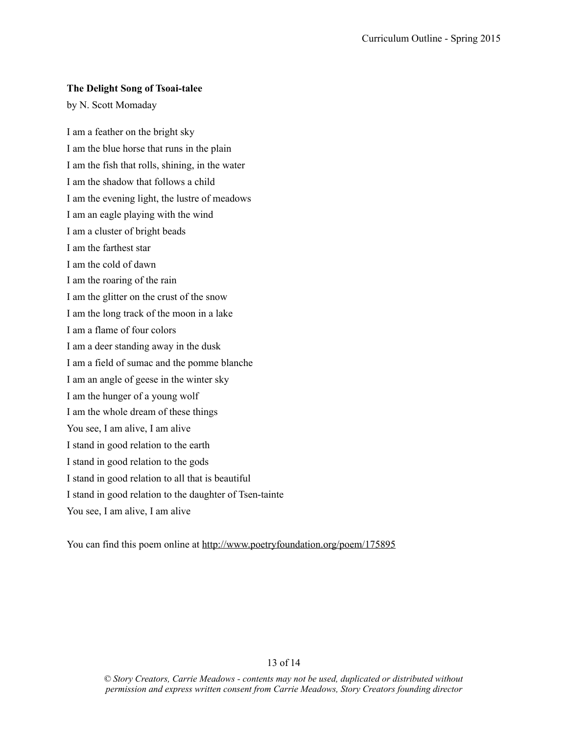**The Delight Song of Tsoai-talee**

by N. Scott Momaday

I am a feather on the bright sky  
I am the blue horse that runs in the plain  
I am the fish that rolls, shining, in the water  
I am the shadow that follows a child  
I am the evening light, the lustre of meadows  
I am an eagle playing with the wind  
I am a cluster of bright beads  
I am the farthest star  
I am the cold of dawn  
I am the roaring of the rain  
I am the glitter on the crust of the snow  
I am the long track of the moon in a lake  
I am a flame of four colors  
I am a deer standing away in the dusk  
I am a field of sumac and the pomme blanche  
I am an angle of geese in the winter sky  
I am the hunger of a young wolf  
I am the whole dream of these things  
You see, I am alive, I am alive  
I stand in good relation to the earth  
I stand in good relation to the gods  
I stand in good relation to all that is beautiful  
I stand in good relation to the daughter of Tsen-tainte  
You see, I am alive, I am alive

You can find this poem online at http://www.poetryfoundation.org/poem/175895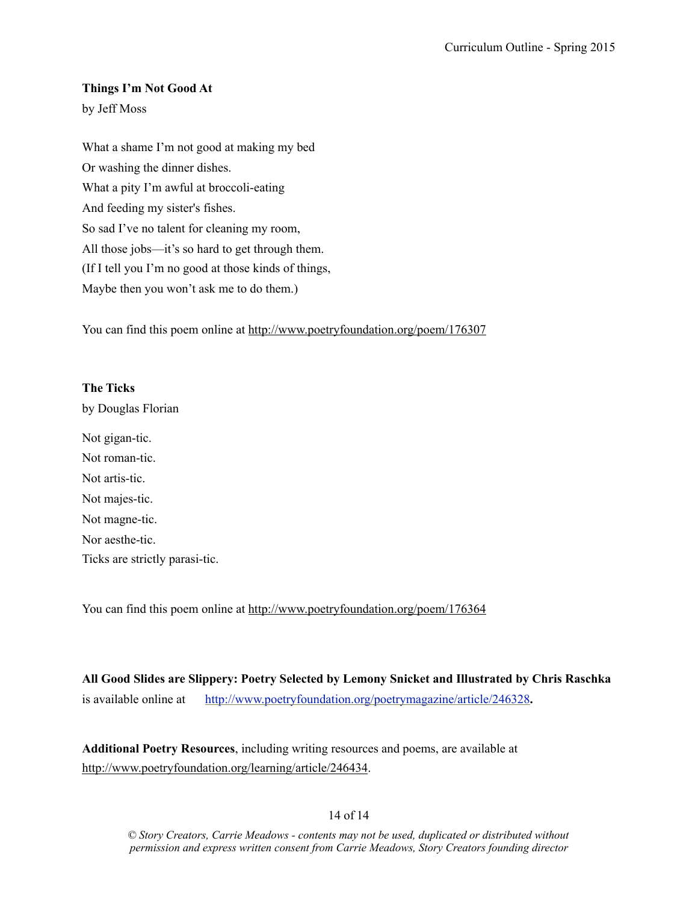**Things I'm Not Good At**
by Jeff Moss

What a shame I'm not good at making my bed
Or washing the dinner dishes.
What a pity I'm awful at broccoli-eating
And feeding my sister's fishes.
So sad I've no talent for cleaning my room,
All those jobs—it's so hard to get through them.
(If I tell you I'm no good at those kinds of things,
Maybe then you won't ask me to do them.)

You can find this poem online at http://www.poetryfoundation.org/poem/176307

**The Ticks**
by Douglas Florian

Not gigan-tic.
Not roman-tic.
Not artis-tic.
Not majes-tic.
Not magne-tic.
Nor aesthe-tic.
Ticks are strictly parasi-tic.

You can find this poem online at http://www.poetryfoundation.org/poem/176364

**All Good Slides are Slippery: Poetry Selected by Lemony Snicket and Illustrated by Chris Raschka** is available online at http://www.poetryfoundation.org/poetrymagazine/article/246328**.**

**Additional Poetry Resources**, including writing resources and poems, are available at http://www.poetryfoundation.org/learning/article/246434.

*© Story Creators, Carrie Meadows - contents may not be used, duplicated or distributed without permission and express written consent from Carrie Meadows, Story Creators founding director*